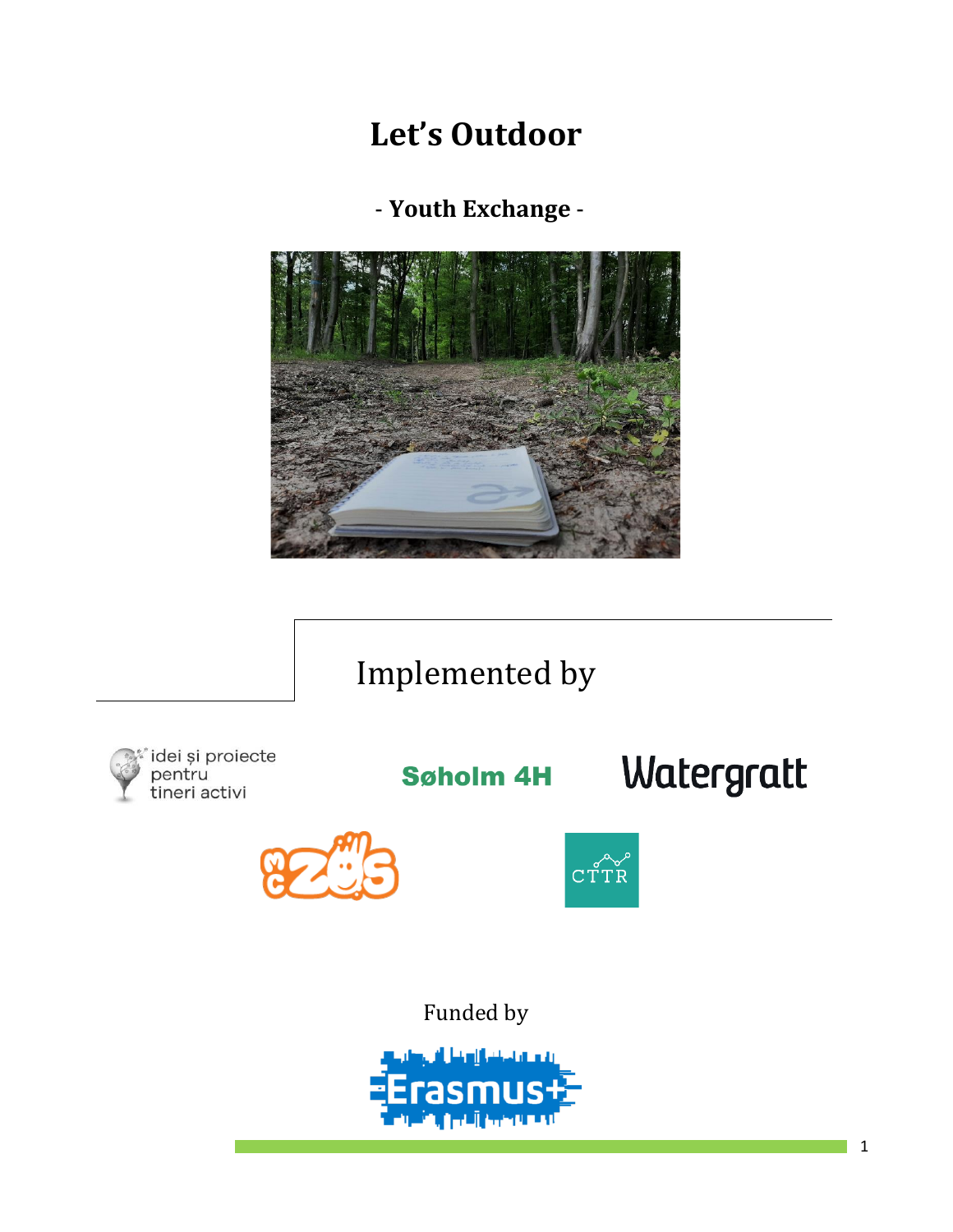# Let's Outdoor

## - Youth Exchange -

Implemented by

idei și proiecte pentru tineri activi

Søholm 4H

Watergratt

CTTR

Funded by

Erasmus+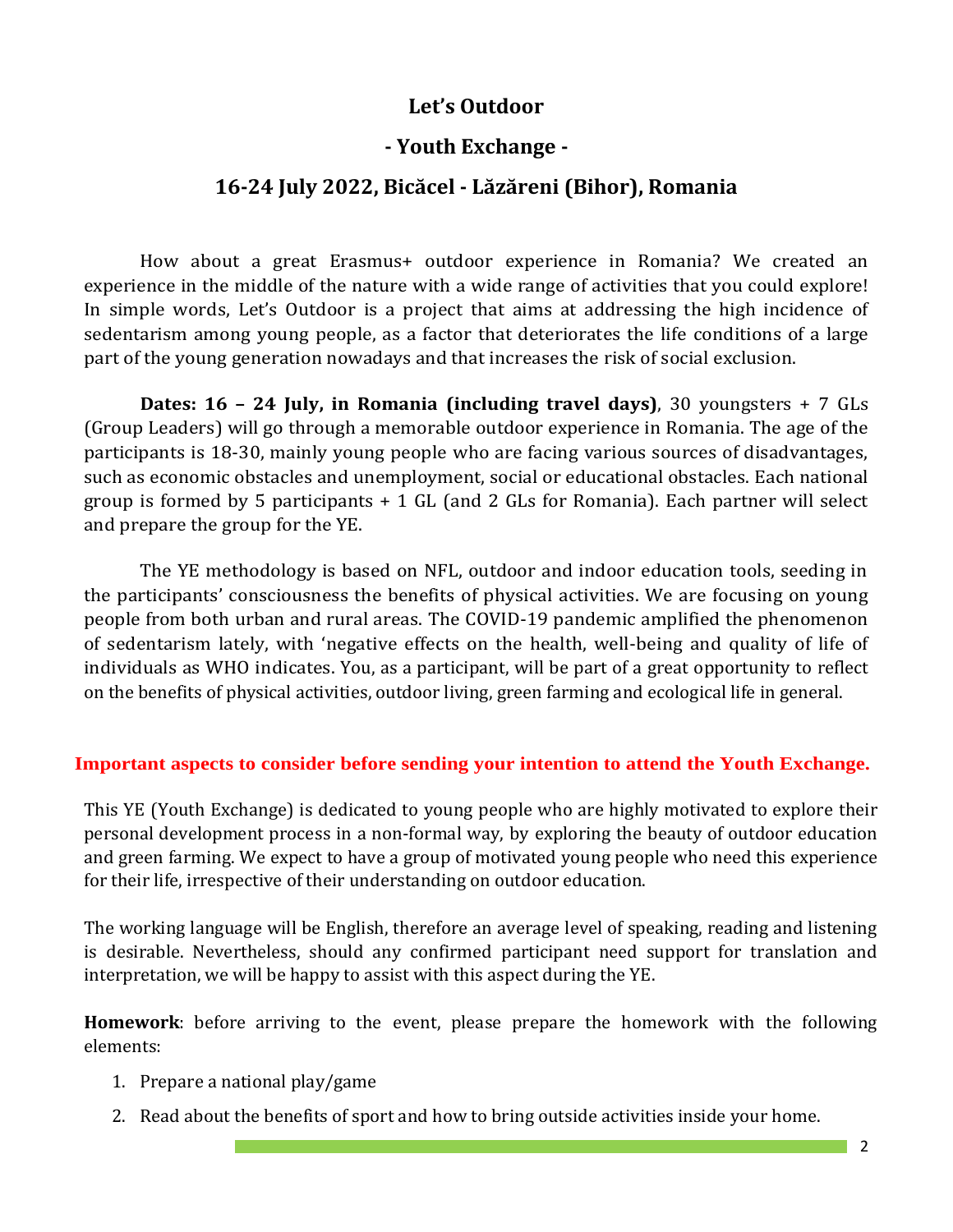# Let's Outdoor

## - Youth Exchange -

## 16-24 July 2022, Bicăcel - Lăzăreni (Bihor), Romania

How about a great Erasmus+ outdoor experience in Romania? We created an experience in the middle of the nature with a wide range of activities that you could explore! In simple words, Let's Outdoor is a project that aims at addressing the high incidence of sedentarism among young people, as a factor that deteriorates the life conditions of a large part of the young generation nowadays and that increases the risk of social exclusion.

**Dates: 16 – 24 July, in Romania (including travel days)**, 30 youngsters + 7 GLs (Group Leaders) will go through a memorable outdoor experience in Romania. The age of the participants is 18-30, mainly young people who are facing various sources of disadvantages, such as economic obstacles and unemployment, social or educational obstacles. Each national group is formed by 5 participants + 1 GL (and 2 GLs for Romania). Each partner will select and prepare the group for the YE.

The YE methodology is based on NFL, outdoor and indoor education tools, seeding in the participants' consciousness the benefits of physical activities. We are focusing on young people from both urban and rural areas. The COVID-19 pandemic amplified the phenomenon of sedentarism lately, with 'negative effects on the health, well-being and quality of life of individuals as WHO indicates. You, as a participant, will be part of a great opportunity to reflect on the benefits of physical activities, outdoor living, green farming and ecological life in general.

**Important aspects to consider before sending your intention to attend the Youth Exchange.**

This YE (Youth Exchange) is dedicated to young people who are highly motivated to explore their personal development process in a non-formal way, by exploring the beauty of outdoor education and green farming. We expect to have a group of motivated young people who need this experience for their life, irrespective of their understanding on outdoor education.

The working language will be English, therefore an average level of speaking, reading and listening is desirable. Nevertheless, should any confirmed participant need support for translation and interpretation, we will be happy to assist with this aspect during the YE.

**Homework**: before arriving to the event, please prepare the homework with the following elements:

1. Prepare a national play/game
2. Read about the benefits of sport and how to bring outside activities inside your home.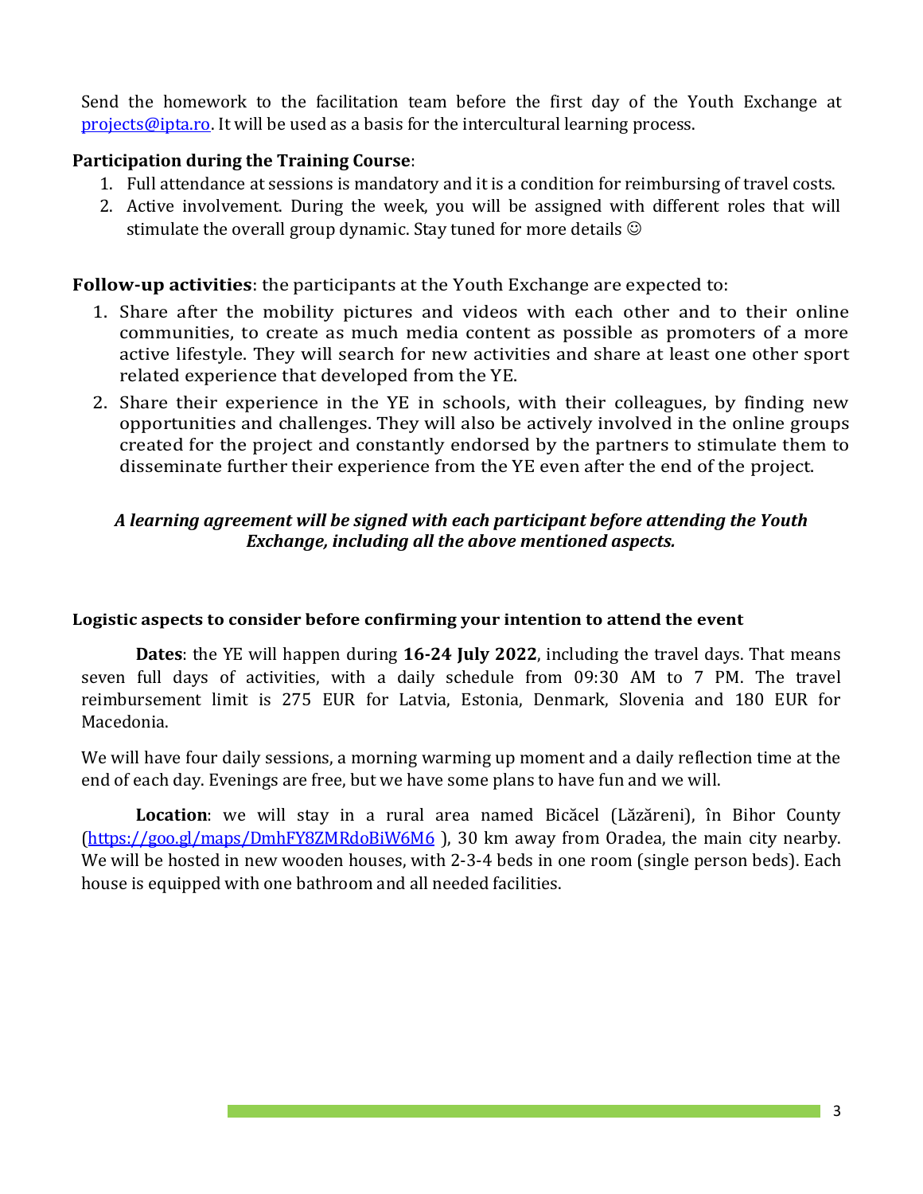Send the homework to the facilitation team before the first day of the Youth Exchange at [projects@ipta.ro](mailto:projects@ipta.ro). It will be used as a basis for the intercultural learning process.

**Participation during the Training Course**:

1. Full attendance at sessions is mandatory and it is a condition for reimbursing of travel costs.
2. Active involvement. During the week, you will be assigned with different roles that will stimulate the overall group dynamic. Stay tuned for more details ☺

**Follow-up activities**: the participants at the Youth Exchange are expected to:

1. Share after the mobility pictures and videos with each other and to their online communities, to create as much media content as possible as promoters of a more active lifestyle. They will search for new activities and share at least one other sport related experience that developed from the YE.
2. Share their experience in the YE in schools, with their colleagues, by finding new opportunities and challenges. They will also be actively involved in the online groups created for the project and constantly endorsed by the partners to stimulate them to disseminate further their experience from the YE even after the end of the project.

***A learning agreement will be signed with each participant before attending the Youth Exchange, including all the above mentioned aspects.***

**Logistic aspects to consider before confirming your intention to attend the event**

**Dates**: the YE will happen during **16-24 July 2022**, including the travel days. That means seven full days of activities, with a daily schedule from 09:30 AM to 7 PM. The travel reimbursement limit is 275 EUR for Latvia, Estonia, Denmark, Slovenia and 180 EUR for Macedonia.

We will have four daily sessions, a morning warming up moment and a daily reflection time at the end of each day. Evenings are free, but we have some plans to have fun and we will.

**Location**: we will stay in a rural area named Bicăcel (Lăzăreni), în Bihor County ([https://goo.gl/maps/DmhFY8ZMRdoBiW6M6](https://goo.gl/maps/DmhFY8ZMRdoBiW6M6) ), 30 km away from Oradea, the main city nearby. We will be hosted in new wooden houses, with 2-3-4 beds in one room (single person beds). Each house is equipped with one bathroom and all needed facilities.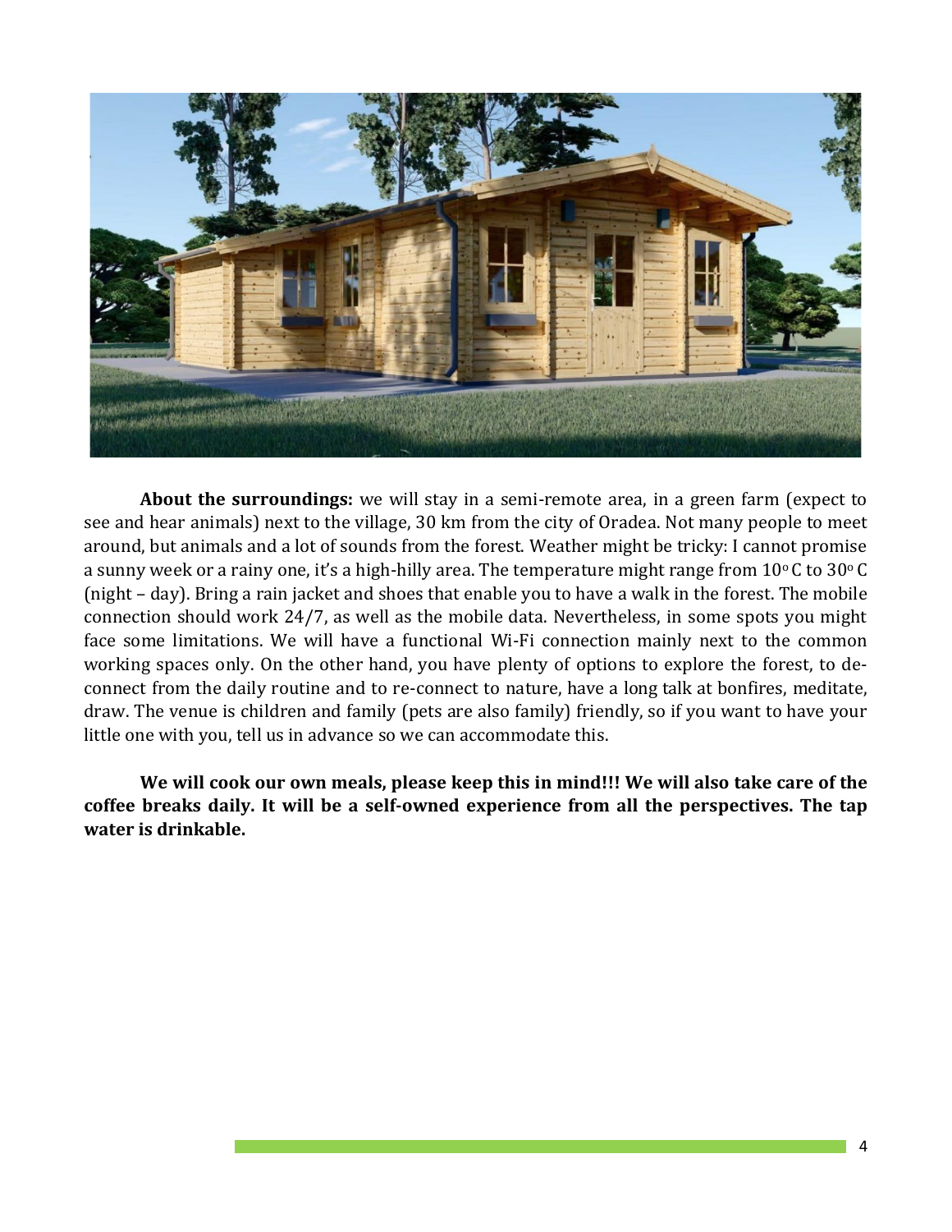**About the surroundings:** we will stay in a semi-remote area, in a green farm (expect to see and hear animals) next to the village, 30 km from the city of Oradea. Not many people to meet around, but animals and a lot of sounds from the forest. Weather might be tricky: I cannot promise a sunny week or a rainy one, it's a high-hilly area. The temperature might range from 10° C to 30° C (night – day). Bring a rain jacket and shoes that enable you to have a walk in the forest. The mobile connection should work 24/7, as well as the mobile data. Nevertheless, in some spots you might face some limitations. We will have a functional Wi-Fi connection mainly next to the common working spaces only. On the other hand, you have plenty of options to explore the forest, to de-connect from the daily routine and to re-connect to nature, have a long talk at bonfires, meditate, draw. The venue is children and family (pets are also family) friendly, so if you want to have your little one with you, tell us in advance so we can accommodate this.

**We will cook our own meals, please keep this in mind!!! We will also take care of the coffee breaks daily. It will be a self-owned experience from all the perspectives. The tap water is drinkable.**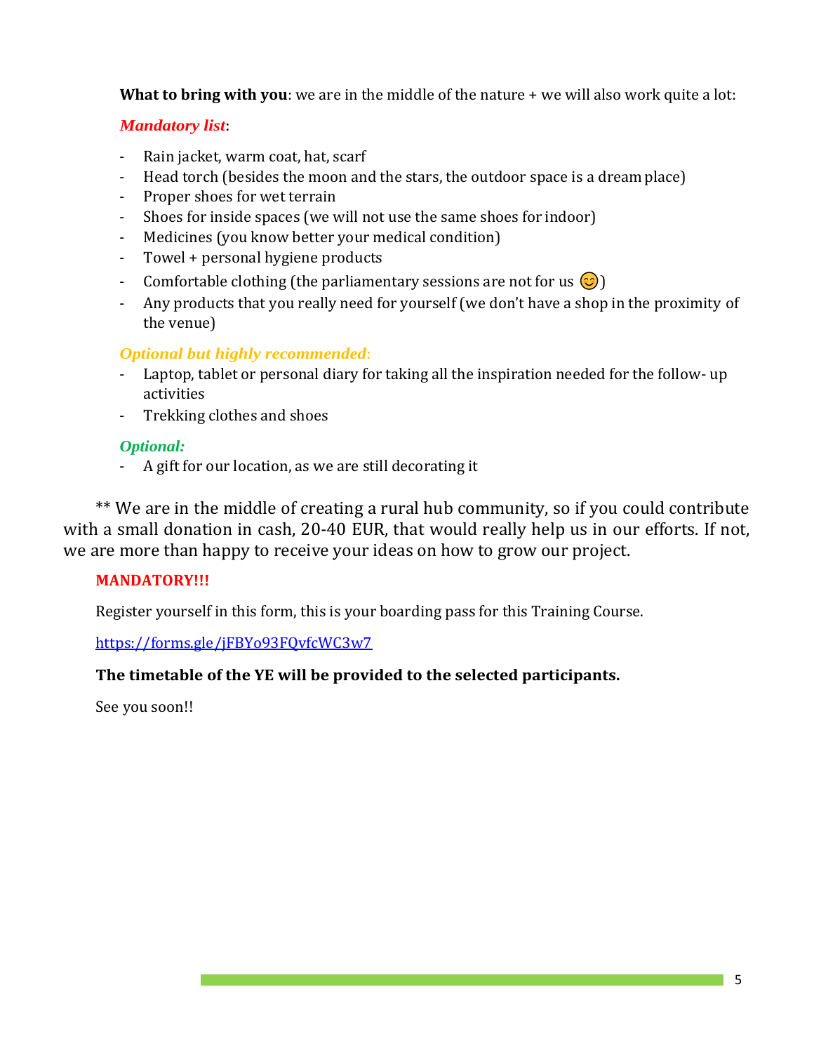**What to bring with you**: we are in the middle of the nature + we will also work quite a lot:

***Mandatory list***:

- Rain jacket, warm coat, hat, scarf
- Head torch (besides the moon and the stars, the outdoor space is a dream place)
- Proper shoes for wet terrain
- Shoes for inside spaces (we will not use the same shoes for indoor)
- Medicines (you know better your medical condition)
- Towel + personal hygiene products
- Comfortable clothing (the parliamentary sessions are not for us 😊)
- Any products that you really need for yourself (we don't have a shop in the proximity of the venue)

***Optional but highly recommended***:

- Laptop, tablet or personal diary for taking all the inspiration needed for the follow- up activities
- Trekking clothes and shoes

***Optional:***

- A gift for our location, as we are still decorating it

** We are in the middle of creating a rural hub community, so if you could contribute with a small donation in cash, 20-40 EUR, that would really help us in our efforts. If not, we are more than happy to receive your ideas on how to grow our project.

**MANDATORY!!!**

Register yourself in this form, this is your boarding pass for this Training Course.

[https://forms.gle/jFBYo93FQvfcWC3w7](https://forms.gle/jFBYo93FQvfcWC3w7)

**The timetable of the YE will be provided to the selected participants.**

See you soon!!